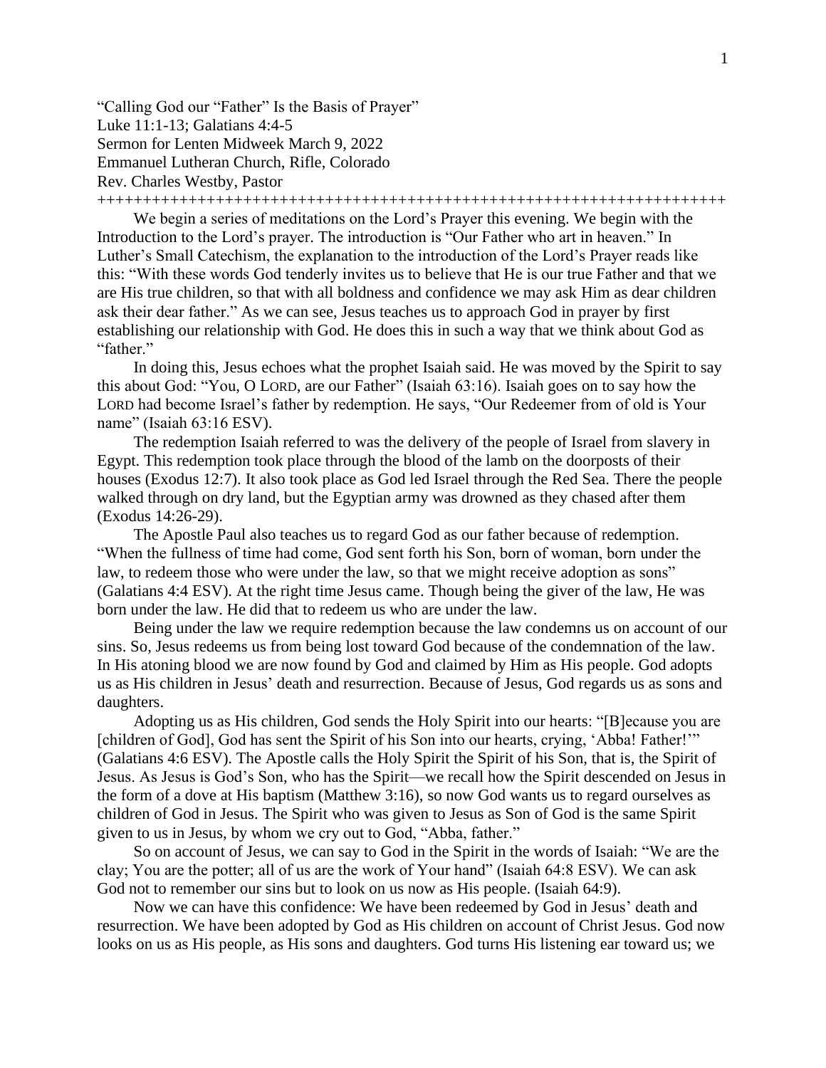"Calling God our "Father" Is the Basis of Prayer"
Luke 11:1-13; Galatians 4:4-5
Sermon for Lenten Midweek March 9, 2022
Emmanuel Lutheran Church, Rifle, Colorado
Rev. Charles Westby, Pastor

++++++++++++++++++++++++++++++++++++++++++++++++++++++++++++++++++++++

We begin a series of meditations on the Lord's Prayer this evening. We begin with the Introduction to the Lord's prayer. The introduction is "Our Father who art in heaven." In Luther's Small Catechism, the explanation to the introduction of the Lord's Prayer reads like this: "With these words God tenderly invites us to believe that He is our true Father and that we are His true children, so that with all boldness and confidence we may ask Him as dear children ask their dear father." As we can see, Jesus teaches us to approach God in prayer by first establishing our relationship with God. He does this in such a way that we think about God as "father."

In doing this, Jesus echoes what the prophet Isaiah said. He was moved by the Spirit to say this about God: "You, O LORD, are our Father" (Isaiah 63:16). Isaiah goes on to say how the LORD had become Israel's father by redemption. He says, "Our Redeemer from of old is Your name" (Isaiah 63:16 ESV).

The redemption Isaiah referred to was the delivery of the people of Israel from slavery in Egypt. This redemption took place through the blood of the lamb on the doorposts of their houses (Exodus 12:7). It also took place as God led Israel through the Red Sea. There the people walked through on dry land, but the Egyptian army was drowned as they chased after them (Exodus 14:26-29).

The Apostle Paul also teaches us to regard God as our father because of redemption. "When the fullness of time had come, God sent forth his Son, born of woman, born under the law, to redeem those who were under the law, so that we might receive adoption as sons" (Galatians 4:4 ESV). At the right time Jesus came. Though being the giver of the law, He was born under the law. He did that to redeem us who are under the law.

Being under the law we require redemption because the law condemns us on account of our sins. So, Jesus redeems us from being lost toward God because of the condemnation of the law. In His atoning blood we are now found by God and claimed by Him as His people. God adopts us as His children in Jesus' death and resurrection. Because of Jesus, God regards us as sons and daughters.

Adopting us as His children, God sends the Holy Spirit into our hearts: "[B]ecause you are [children of God], God has sent the Spirit of his Son into our hearts, crying, 'Abba! Father!'" (Galatians 4:6 ESV). The Apostle calls the Holy Spirit the Spirit of his Son, that is, the Spirit of Jesus. As Jesus is God's Son, who has the Spirit—we recall how the Spirit descended on Jesus in the form of a dove at His baptism (Matthew 3:16), so now God wants us to regard ourselves as children of God in Jesus. The Spirit who was given to Jesus as Son of God is the same Spirit given to us in Jesus, by whom we cry out to God, "Abba, father."

So on account of Jesus, we can say to God in the Spirit in the words of Isaiah: "We are the clay; You are the potter; all of us are the work of Your hand" (Isaiah 64:8 ESV). We can ask God not to remember our sins but to look on us now as His people. (Isaiah 64:9).

Now we can have this confidence: We have been redeemed by God in Jesus' death and resurrection. We have been adopted by God as His children on account of Christ Jesus. God now looks on us as His people, as His sons and daughters. God turns His listening ear toward us; we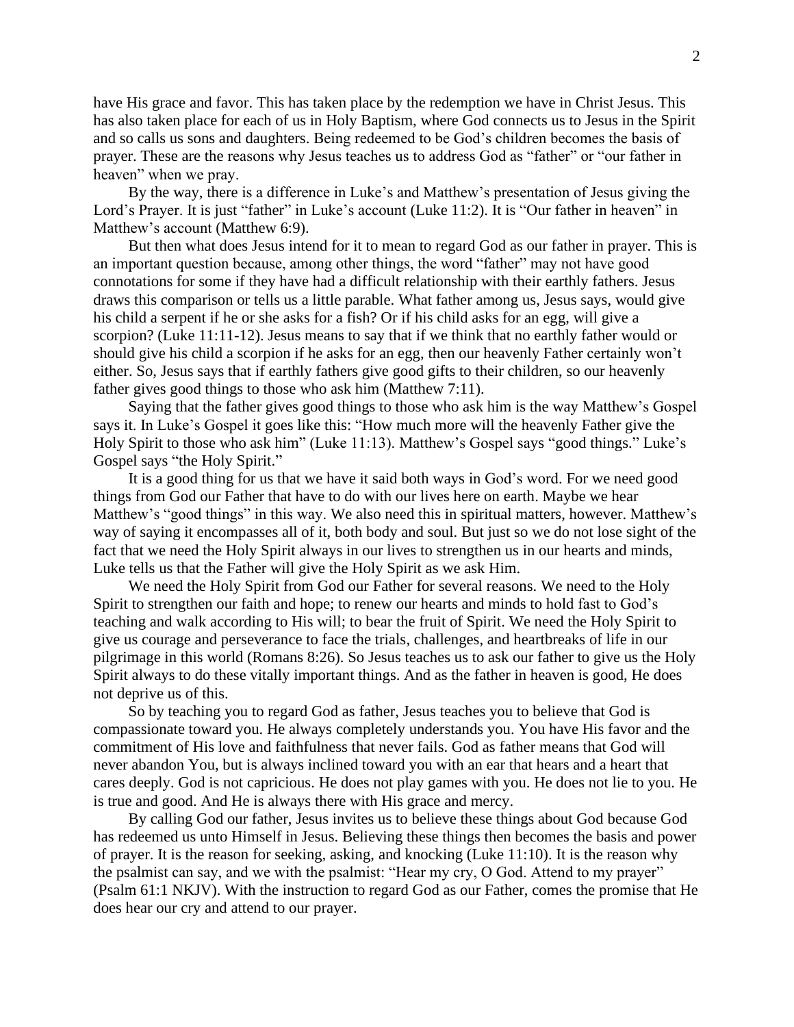have His grace and favor. This has taken place by the redemption we have in Christ Jesus. This has also taken place for each of us in Holy Baptism, where God connects us to Jesus in the Spirit and so calls us sons and daughters. Being redeemed to be God's children becomes the basis of prayer. These are the reasons why Jesus teaches us to address God as "father" or "our father in heaven" when we pray.

By the way, there is a difference in Luke's and Matthew's presentation of Jesus giving the Lord's Prayer. It is just "father" in Luke's account (Luke 11:2). It is "Our father in heaven" in Matthew's account (Matthew 6:9).

But then what does Jesus intend for it to mean to regard God as our father in prayer. This is an important question because, among other things, the word "father" may not have good connotations for some if they have had a difficult relationship with their earthly fathers. Jesus draws this comparison or tells us a little parable. What father among us, Jesus says, would give his child a serpent if he or she asks for a fish? Or if his child asks for an egg, will give a scorpion? (Luke 11:11-12). Jesus means to say that if we think that no earthly father would or should give his child a scorpion if he asks for an egg, then our heavenly Father certainly won't either. So, Jesus says that if earthly fathers give good gifts to their children, so our heavenly father gives good things to those who ask him (Matthew 7:11).

Saying that the father gives good things to those who ask him is the way Matthew's Gospel says it. In Luke's Gospel it goes like this: "How much more will the heavenly Father give the Holy Spirit to those who ask him" (Luke 11:13). Matthew's Gospel says "good things." Luke's Gospel says "the Holy Spirit."

It is a good thing for us that we have it said both ways in God's word. For we need good things from God our Father that have to do with our lives here on earth. Maybe we hear Matthew's "good things" in this way. We also need this in spiritual matters, however. Matthew's way of saying it encompasses all of it, both body and soul. But just so we do not lose sight of the fact that we need the Holy Spirit always in our lives to strengthen us in our hearts and minds, Luke tells us that the Father will give the Holy Spirit as we ask Him.

We need the Holy Spirit from God our Father for several reasons. We need to the Holy Spirit to strengthen our faith and hope; to renew our hearts and minds to hold fast to God's teaching and walk according to His will; to bear the fruit of Spirit. We need the Holy Spirit to give us courage and perseverance to face the trials, challenges, and heartbreaks of life in our pilgrimage in this world (Romans 8:26). So Jesus teaches us to ask our father to give us the Holy Spirit always to do these vitally important things. And as the father in heaven is good, He does not deprive us of this.

So by teaching you to regard God as father, Jesus teaches you to believe that God is compassionate toward you. He always completely understands you. You have His favor and the commitment of His love and faithfulness that never fails. God as father means that God will never abandon You, but is always inclined toward you with an ear that hears and a heart that cares deeply. God is not capricious. He does not play games with you. He does not lie to you. He is true and good. And He is always there with His grace and mercy.

By calling God our father, Jesus invites us to believe these things about God because God has redeemed us unto Himself in Jesus. Believing these things then becomes the basis and power of prayer. It is the reason for seeking, asking, and knocking (Luke 11:10). It is the reason why the psalmist can say, and we with the psalmist: "Hear my cry, O God. Attend to my prayer" (Psalm 61:1 NKJV). With the instruction to regard God as our Father, comes the promise that He does hear our cry and attend to our prayer.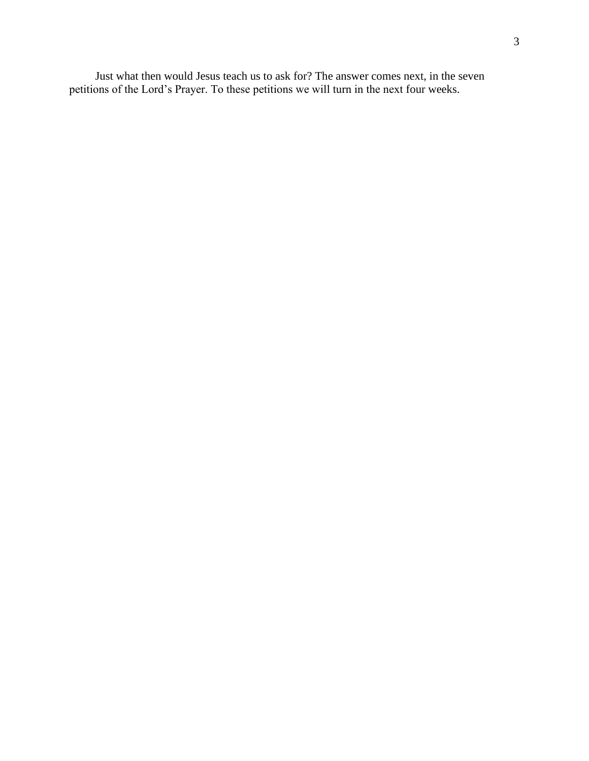Just what then would Jesus teach us to ask for? The answer comes next, in the seven petitions of the Lord's Prayer. To these petitions we will turn in the next four weeks.